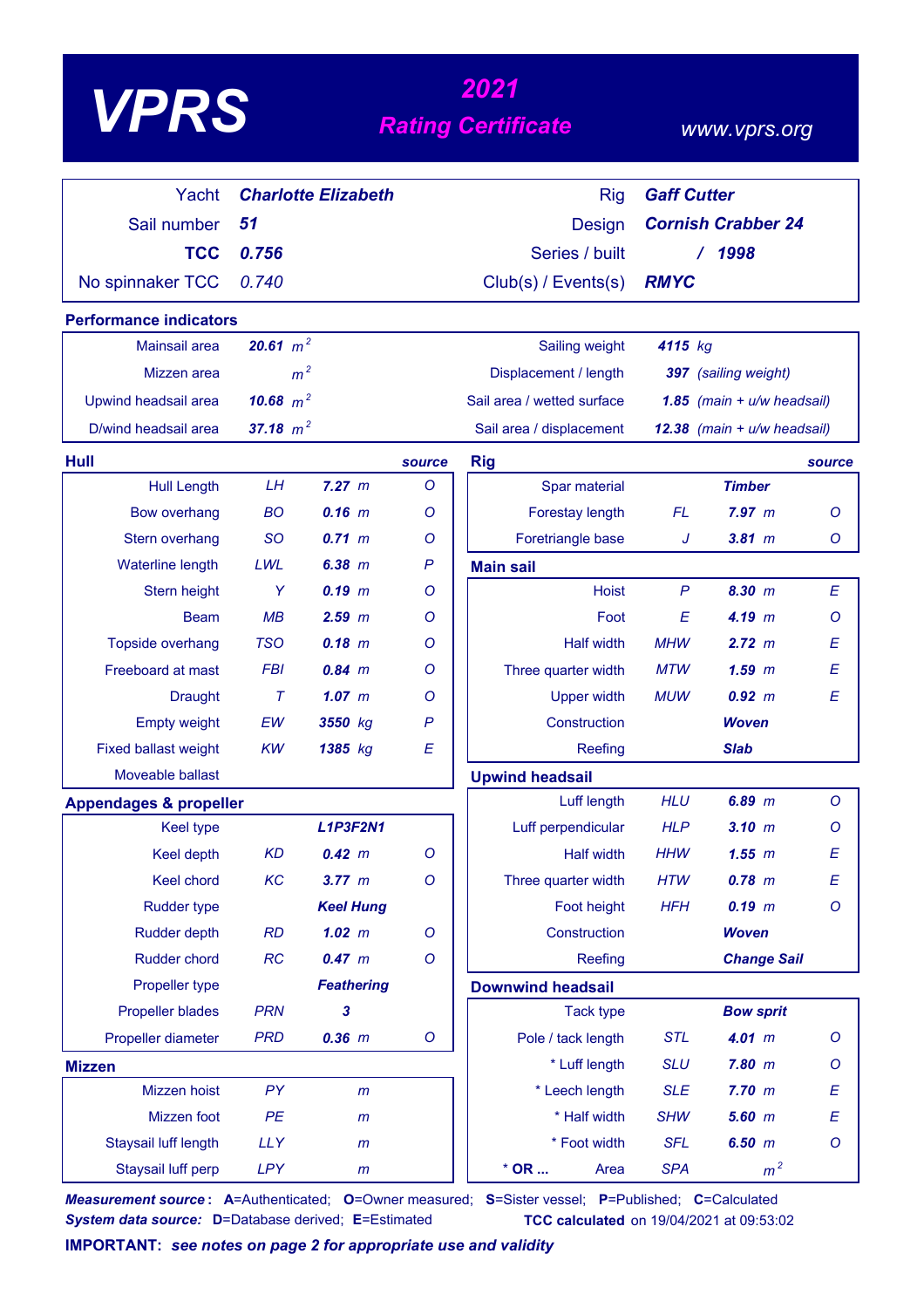# VPRS

## 2021 Rating Certificate

www.vprs.org

| | | | |
|---|---|---|---|
| Yacht | **Charlotte Elizabeth** | Rig | **Gaff Cutter** |
| Sail number | **51** | Design | **Cornish Crabber 24** |
| **TCC** | **0.756** | Series / built | / **1998** |
| No spinnaker TCC | 0.740 | Club(s) / Events(s) | **RMYC** |

## Performance indicators

| | | | |
|---|---|---|---|
| Mainsail area | **20.61** $m^2$ | Sailing weight | **4115** kg |
| Mizzen area | $m^2$ | Displacement / length | **397** (sailing weight) |
| Upwind headsail area | **10.68** $m^2$ | Sail area / wetted surface | **1.85** (main + u/w headsail) |
| D/wind headsail area | **37.18** $m^2$ | Sail area / displacement | **12.38** (main + u/w headsail) |

## Hull

| | | | source |
|---|---|---|---|
| Hull Length | LH | **7.27** m | O |
| Bow overhang | BO | **0.16** m | O |
| Stern overhang | SO | **0.71** m | O |
| Waterline length | LWL | **6.38** m | P |
| Stern height | Y | **0.19** m | O |
| Beam | MB | **2.59** m | O |
| Topside overhang | TSO | **0.18** m | O |
| Freeboard at mast | FBI | **0.84** m | O |
| Draught | T | **1.07** m | O |
| Empty weight | EW | **3550** kg | P |
| Fixed ballast weight | KW | **1385** kg | E |
| Moveable ballast | | | |

## Appendages & propeller

| | | | |
|---|---|---|---|
| Keel type | | **L1P3F2N1** | |
| Keel depth | KD | **0.42** m | O |
| Keel chord | KC | **3.77** m | O |
| Rudder type | | **Keel Hung** | |
| Rudder depth | RD | **1.02** m | O |
| Rudder chord | RC | **0.47** m | O |
| Propeller type | | **Feathering** | |
| Propeller blades | PRN | **3** | |
| Propeller diameter | PRD | **0.36** m | O |

## Mizzen

| | | | |
|---|---|---|---|
| Mizzen hoist | PY | m | |
| Mizzen foot | PE | m | |
| Staysail luff length | LLY | m | |
| Staysail luff perp | LPY | m | |

## Rig

| | | | source |
|---|---|---|---|
| Spar material | | **Timber** | |
| Forestay length | FL | **7.97** m | O |
| Foretriangle base | J | **3.81** m | O |

## Main sail

| | | | |
|---|---|---|---|
| Hoist | P | **8.30** m | E |
| Foot | E | **4.19** m | O |
| Half width | MHW | **2.72** m | E |
| Three quarter width | MTW | **1.59** m | E |
| Upper width | MUW | **0.92** m | E |
| Construction | | **Woven** | |
| Reefing | | **Slab** | |

## Upwind headsail

| | | | |
|---|---|---|---|
| Luff length | HLU | **6.89** m | O |
| Luff perpendicular | HLP | **3.10** m | O |
| Half width | HHW | **1.55** m | E |
| Three quarter width | HTW | **0.78** m | E |
| Foot height | HFH | **0.19** m | O |
| Construction | | **Woven** | |
| Reefing | | **Change Sail** | |

## Downwind headsail

| | | | |
|---|---|---|---|
| Tack type | | **Bow sprit** | |
| Pole / tack length | STL | **4.01** m | O |
| * Luff length | SLU | **7.80** m | O |
| * Leech length | SLE | **7.70** m | E |
| * Half width | SHW | **5.60** m | E |
| * Foot width | SFL | **6.50** m | O |
| * **OR ...** Area | SPA | $m^2$ | |

***Measurement source*:** **A**=Authenticated; **O**=Owner measured; **S**=Sister vessel; **P**=Published; **C**=Calculated
***System data source:*** **D**=Database derived; **E**=Estimated

**TCC calculated** on 19/04/2021 at 09:53:02

**IMPORTANT:** ***see notes on page 2 for appropriate use and validity***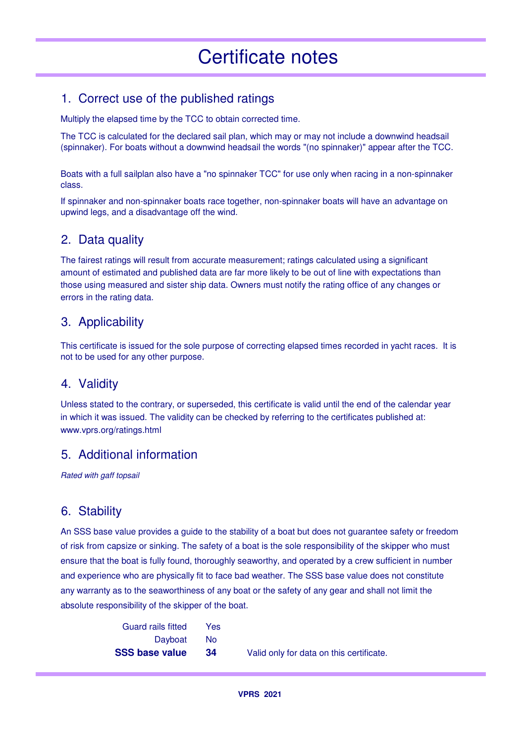# Certificate notes

## 1. Correct use of the published ratings

Multiply the elapsed time by the TCC to obtain corrected time.

The TCC is calculated for the declared sail plan, which may or may not include a downwind headsail (spinnaker). For boats without a downwind headsail the words "(no spinnaker)" appear after the TCC.

Boats with a full sailplan also have a "no spinnaker TCC" for use only when racing in a non-spinnaker class.

If spinnaker and non-spinnaker boats race together, non-spinnaker boats will have an advantage on upwind legs, and a disadvantage off the wind.

## 2. Data quality

The fairest ratings will result from accurate measurement; ratings calculated using a significant amount of estimated and published data are far more likely to be out of line with expectations than those using measured and sister ship data. Owners must notify the rating office of any changes or errors in the rating data.

## 3. Applicability

This certificate is issued for the sole purpose of correcting elapsed times recorded in yacht races. It is not to be used for any other purpose.

## 4. Validity

Unless stated to the contrary, or superseded, this certificate is valid until the end of the calendar year in which it was issued. The validity can be checked by referring to the certificates published at: www.vprs.org/ratings.html

## 5. Additional information

*Rated with gaff topsail*

## 6. Stability

An SSS base value provides a guide to the stability of a boat but does not guarantee safety or freedom of risk from capsize or sinking. The safety of a boat is the sole responsibility of the skipper who must ensure that the boat is fully found, thoroughly seaworthy, and operated by a crew sufficient in number and experience who are physically fit to face bad weather. The SSS base value does not constitute any warranty as to the seaworthiness of any boat or the safety of any gear and shall not limit the absolute responsibility of the skipper of the boat.

| | | |
|---|---|---|
| Guard rails fitted | Yes | |
| Dayboat | No | |
| **SSS base value** | **34** | Valid only for data on this certificate. |

**VPRS 2021**